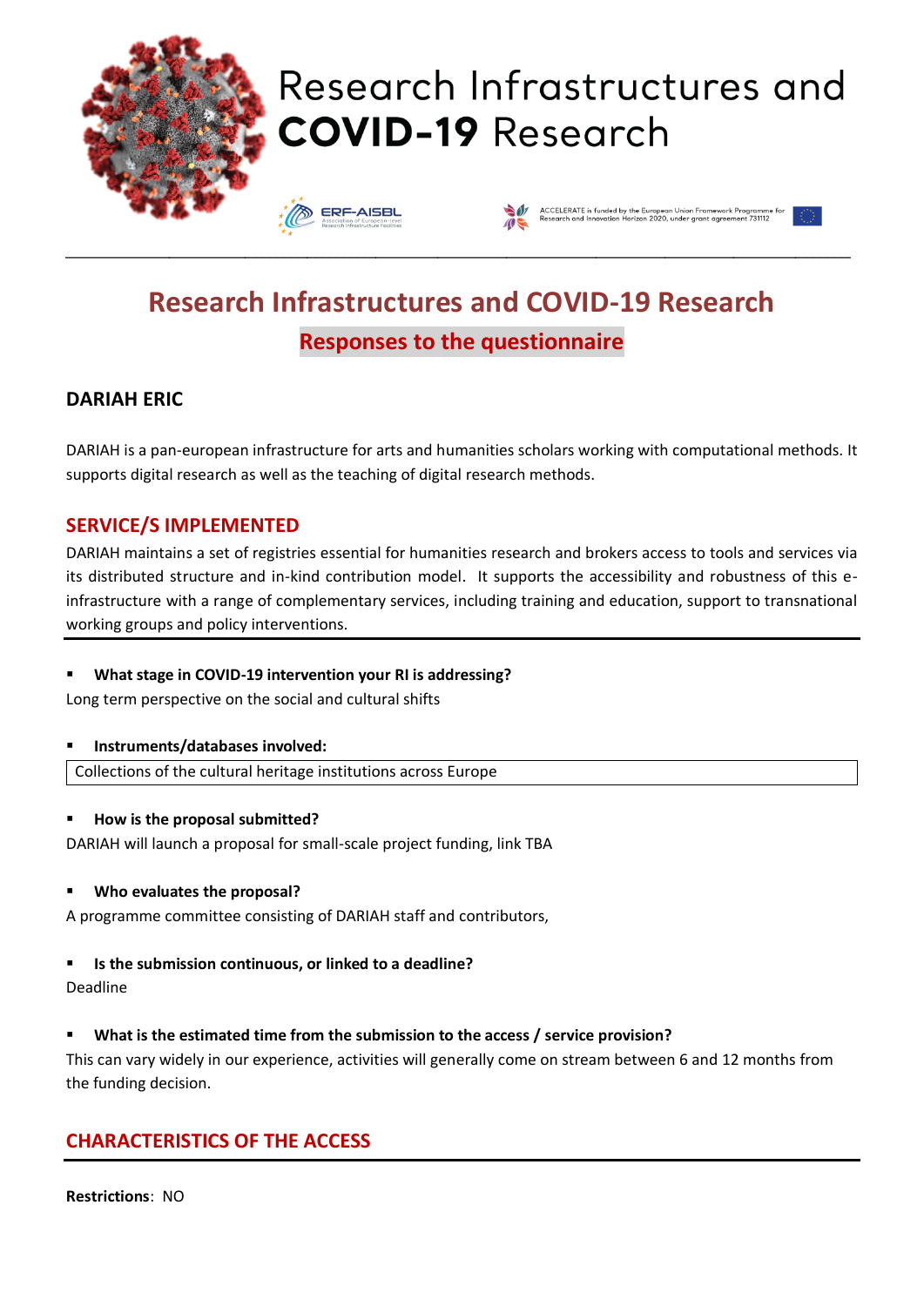# Research Infrastructures and COVID-19 Research

ERF-AISBL Association of European-level Research Infrastructure Facilities

ACCELERATE is funded by the European Union Framework Programme for Research and Innovation Horizon 2020, under grant agreement 731112

## Research Infrastructures and COVID-19 Research

### Responses to the questionnaire

### DARIAH ERIC

DARIAH is a pan-european infrastructure for arts and humanities scholars working with computational methods. It supports digital research as well as the teaching of digital research methods.

### SERVICE/S IMPLEMENTED

DARIAH maintains a set of registries essential for humanities research and brokers access to tools and services via its distributed structure and in-kind contribution model. It supports the accessibility and robustness of this e-infrastructure with a range of complementary services, including training and education, support to transnational working groups and policy interventions.

- **What stage in COVID-19 intervention your RI is addressing?**

Long term perspective on the social and cultural shifts

- **Instruments/databases involved:**

Collections of the cultural heritage institutions across Europe

- **How is the proposal submitted?**

DARIAH will launch a proposal for small-scale project funding, link TBA

- **Who evaluates the proposal?**

A programme committee consisting of DARIAH staff and contributors,

- **Is the submission continuous, or linked to a deadline?**

Deadline

- **What is the estimated time from the submission to the access / service provision?**

This can vary widely in our experience, activities will generally come on stream between 6 and 12 months from the funding decision.

### CHARACTERISTICS OF THE ACCESS

**Restrictions**: NO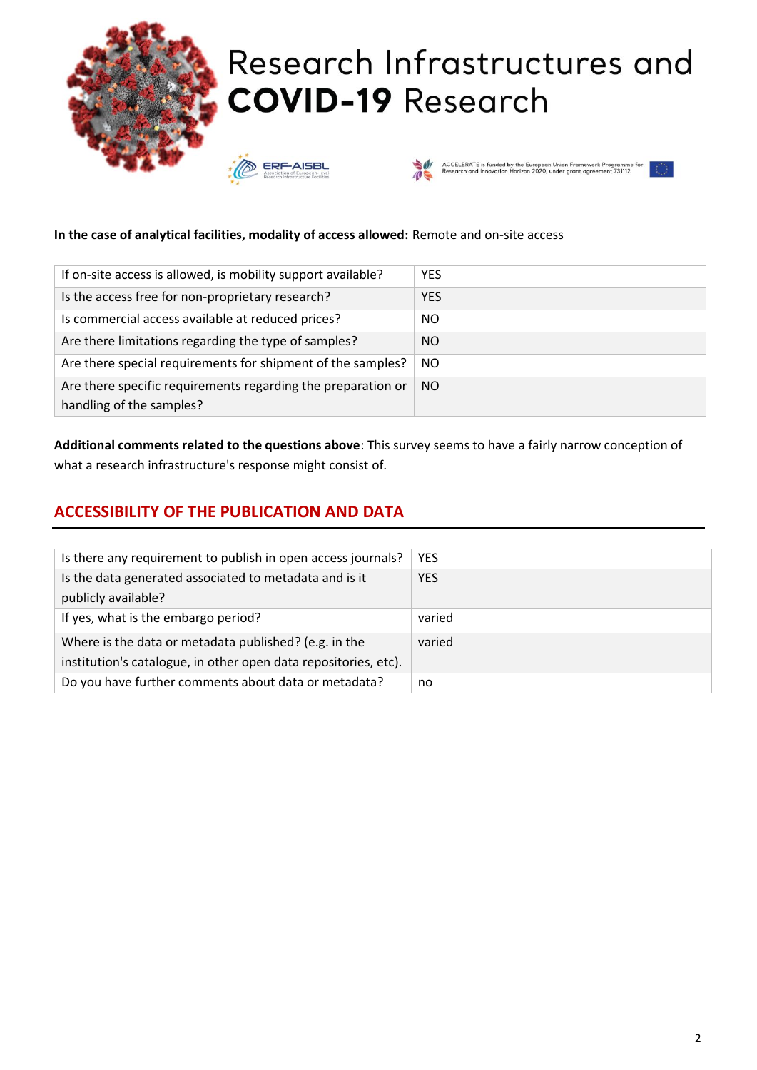**In the case of analytical facilities, modality of access allowed:** Remote and on-site access

| | |
|---|---|
| If on-site access is allowed, is mobility support available? | YES |
| Is the access free for non-proprietary research? | YES |
| Is commercial access available at reduced prices? | NO |
| Are there limitations regarding the type of samples? | NO |
| Are there special requirements for shipment of the samples? | NO |
| Are there specific requirements regarding the preparation or handling of the samples? | NO |

**Additional comments related to the questions above**: This survey seems to have a fairly narrow conception of what a research infrastructure's response might consist of.

## ACCESSIBILITY OF THE PUBLICATION AND DATA

| | |
|---|---|
| Is there any requirement to publish in open access journals? | YES |
| Is the data generated associated to metadata and is it publicly available? | YES |
| If yes, what is the embargo period? | varied |
| Where is the data or metadata published? (e.g. in the institution's catalogue, in other open data repositories, etc). | varied |
| Do you have further comments about data or metadata? | no |